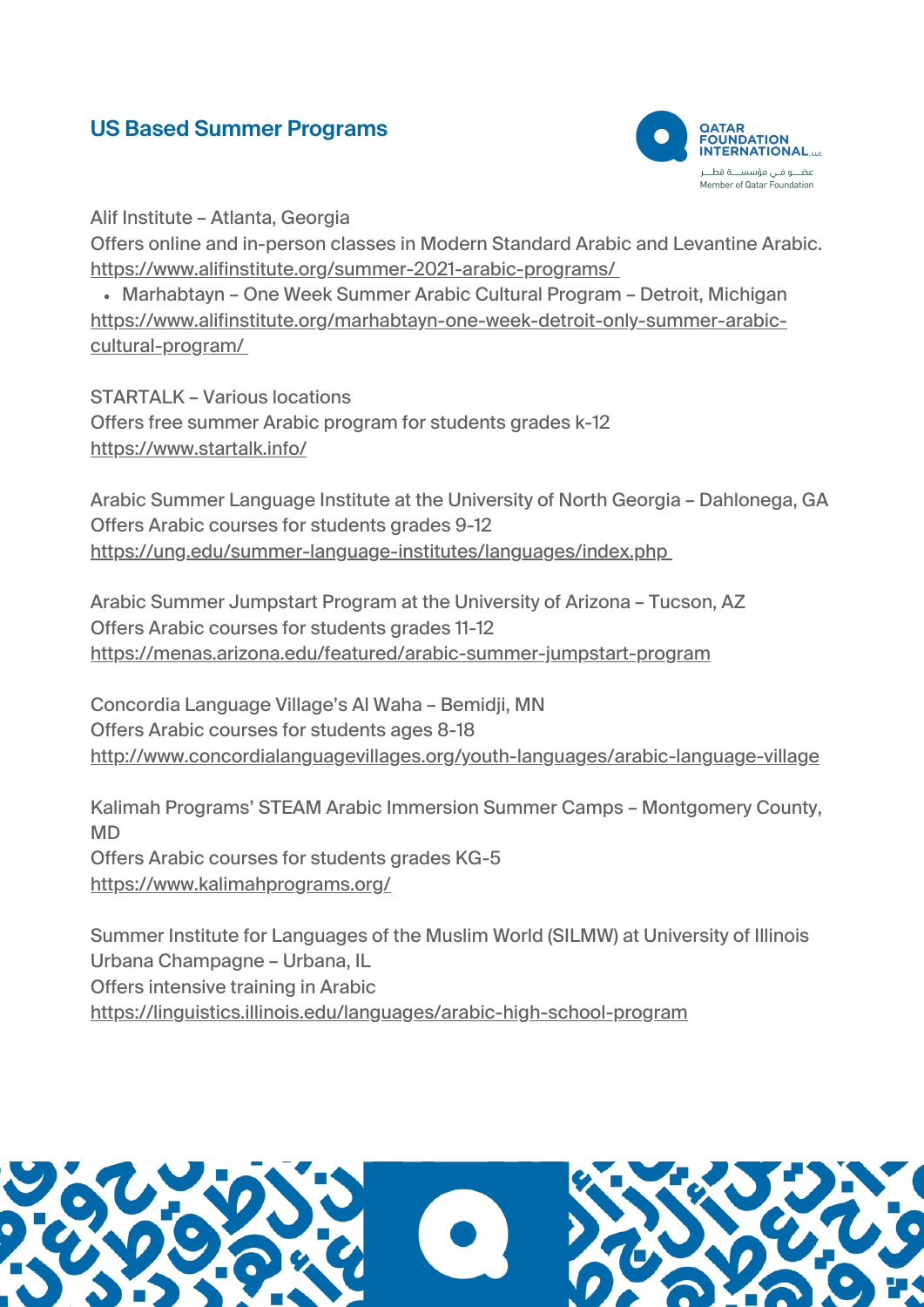## US Based Summer Programs

Alif Institute – Atlanta, Georgia
Offers online and in-person classes in Modern Standard Arabic and Levantine Arabic.
https://www.alifinstitute.org/summer-2021-arabic-programs/

- Marhabtayn – One Week Summer Arabic Cultural Program – Detroit, Michigan

https://www.alifinstitute.org/marhabtayn-one-week-detroit-only-summer-arabic-cultural-program/

STARTALK – Various locations
Offers free summer Arabic program for students grades k-12
https://www.startalk.info/

Arabic Summer Language Institute at the University of North Georgia – Dahlonega, GA
Offers Arabic courses for students grades 9-12
https://ung.edu/summer-language-institutes/languages/index.php

Arabic Summer Jumpstart Program at the University of Arizona – Tucson, AZ
Offers Arabic courses for students grades 11-12
https://menas.arizona.edu/featured/arabic-summer-jumpstart-program

Concordia Language Village's Al Waha – Bemidji, MN
Offers Arabic courses for students ages 8-18
http://www.concordialanguagevillages.org/youth-languages/arabic-language-village

Kalimah Programs' STEAM Arabic Immersion Summer Camps – Montgomery County, MD
Offers Arabic courses for students grades KG-5
https://www.kalimahprograms.org/

Summer Institute for Languages of the Muslim World (SILMW) at University of Illinois Urbana Champagne – Urbana, IL
Offers intensive training in Arabic
https://linguistics.illinois.edu/languages/arabic-high-school-program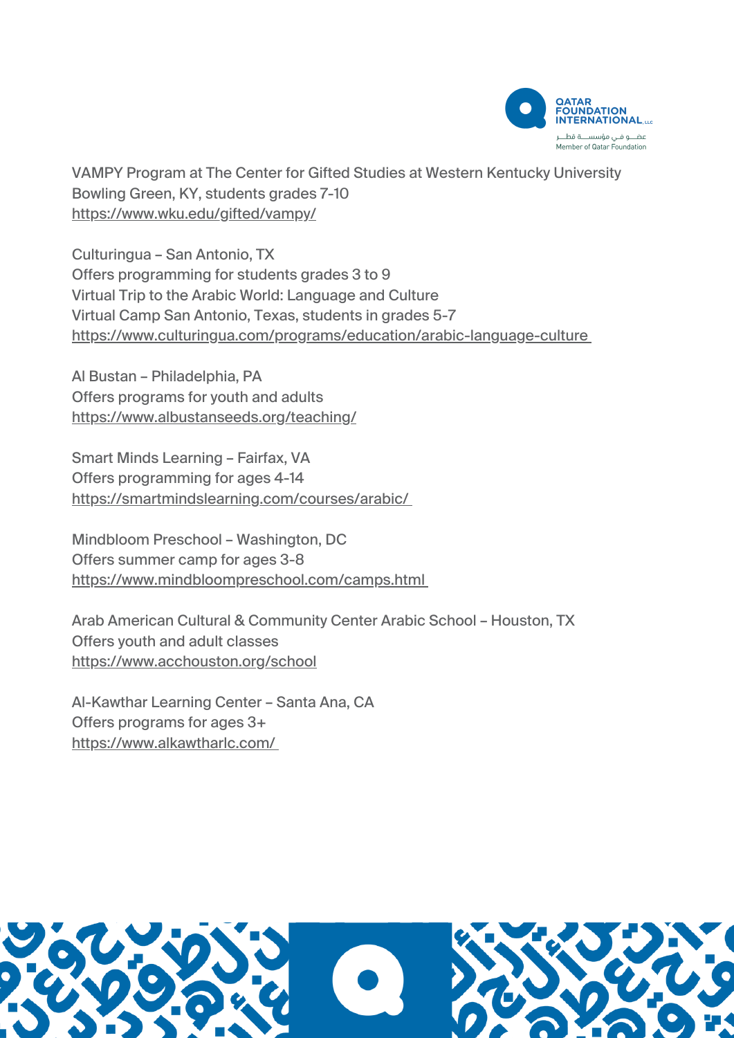VAMPY Program at The Center for Gifted Studies at Western Kentucky University
Bowling Green, KY, students grades 7-10
https://www.wku.edu/gifted/vampy/

Culturingua – San Antonio, TX
Offers programming for students grades 3 to 9
Virtual Trip to the Arabic World: Language and Culture
Virtual Camp San Antonio, Texas, students in grades 5-7
https://www.culturingua.com/programs/education/arabic-language-culture

Al Bustan – Philadelphia, PA
Offers programs for youth and adults
https://www.albustanseeds.org/teaching/

Smart Minds Learning – Fairfax, VA
Offers programming for ages 4-14
https://smartmindslearning.com/courses/arabic/

Mindbloom Preschool – Washington, DC
Offers summer camp for ages 3-8
https://www.mindbloompreschool.com/camps.html

Arab American Cultural & Community Center Arabic School – Houston, TX
Offers youth and adult classes
https://www.acchouston.org/school

Al-Kawthar Learning Center – Santa Ana, CA
Offers programs for ages 3+
https://www.alkawtharlc.com/